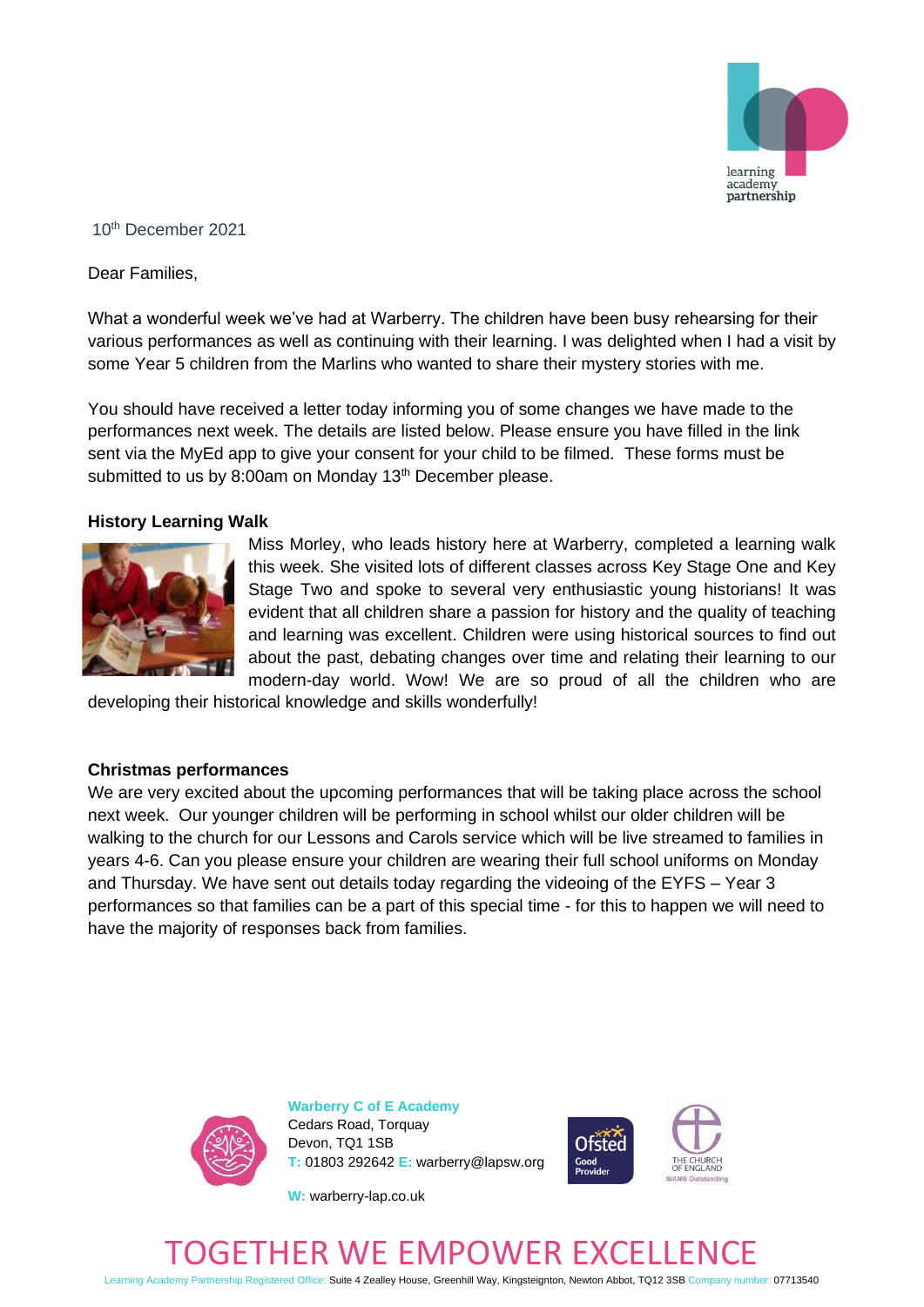10th December 2021

Dear Families,

What a wonderful week we've had at Warberry. The children have been busy rehearsing for their various performances as well as continuing with their learning. I was delighted when I had a visit by some Year 5 children from the Marlins who wanted to share their mystery stories with me.

You should have received a letter today informing you of some changes we have made to the performances next week. The details are listed below. Please ensure you have filled in the link sent via the MyEd app to give your consent for your child to be filmed. These forms must be submitted to us by 8:00am on Monday 13th December please.

**History Learning Walk**

Miss Morley, who leads history here at Warberry, completed a learning walk this week. She visited lots of different classes across Key Stage One and Key Stage Two and spoke to several very enthusiastic young historians! It was evident that all children share a passion for history and the quality of teaching and learning was excellent. Children were using historical sources to find out about the past, debating changes over time and relating their learning to our modern-day world. Wow! We are so proud of all the children who are developing their historical knowledge and skills wonderfully!

**Christmas performances**

We are very excited about the upcoming performances that will be taking place across the school next week. Our younger children will be performing in school whilst our older children will be walking to the church for our Lessons and Carols service which will be live streamed to families in years 4-6. Can you please ensure your children are wearing their full school uniforms on Monday and Thursday. We have sent out details today regarding the videoing of the EYFS – Year 3 performances so that families can be a part of this special time - for this to happen we will need to have the majority of responses back from families.

**Warberry C of E Academy**
Cedars Road, Torquay
Devon, TQ1 1SB
T: 01803 292642 E: warberry@lapsw.org
W: warberry-lap.co.uk

TOGETHER WE EMPOWER EXCELLENCE

Learning Academy Partnership Registered Office: Suite 4 Zealley House, Greenhill Way, Kingsteignton, Newton Abbot, TQ12 3SB Company number: 07713540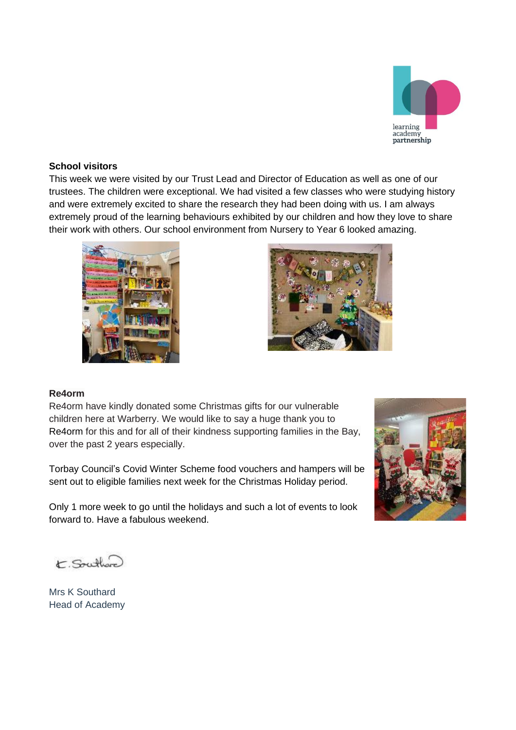## School visitors

This week we were visited by our Trust Lead and Director of Education as well as one of our trustees. The children were exceptional. We had visited a few classes who were studying history and were extremely excited to share the research they had been doing with us. I am always extremely proud of the learning behaviours exhibited by our children and how they love to share their work with others. Our school environment from Nursery to Year 6 looked amazing.

## Re4orm

Re4orm have kindly donated some Christmas gifts for our vulnerable children here at Warberry. We would like to say a huge thank you to Re4orm for this and for all of their kindness supporting families in the Bay, over the past 2 years especially.

Torbay Council's Covid Winter Scheme food vouchers and hampers will be sent out to eligible families next week for the Christmas Holiday period.

Only 1 more week to go until the holidays and such a lot of events to look forward to. Have a fabulous weekend.

K. Southard

Mrs K Southard
Head of Academy